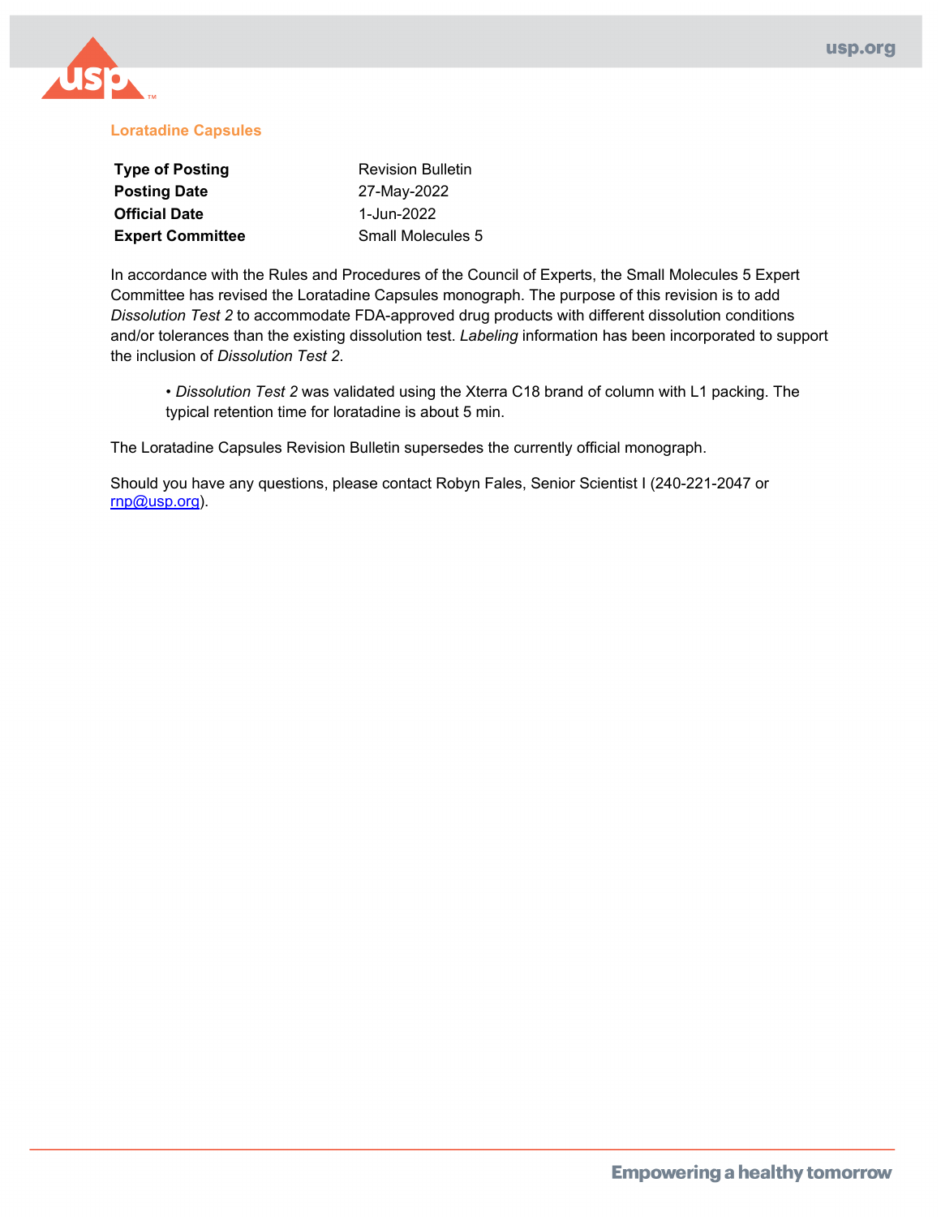# Loratadine Capsules

| **Type of Posting** | Revision Bulletin |
|---|---|
| **Posting Date** | 27-May-2022 |
| **Official Date** | 1-Jun-2022 |
| **Expert Committee** | Small Molecules 5 |

In accordance with the Rules and Procedures of the Council of Experts, the Small Molecules 5 Expert Committee has revised the Loratadine Capsules monograph. The purpose of this revision is to add *Dissolution Test 2* to accommodate FDA-approved drug products with different dissolution conditions and/or tolerances than the existing dissolution test. *Labeling* information has been incorporated to support the inclusion of *Dissolution Test 2*.

- *Dissolution Test 2* was validated using the Xterra C18 brand of column with L1 packing. The typical retention time for loratadine is about 5 min.

The Loratadine Capsules Revision Bulletin supersedes the currently official monograph.

Should you have any questions, please contact Robyn Fales, Senior Scientist I (240-221-2047 or rnp@usp.org).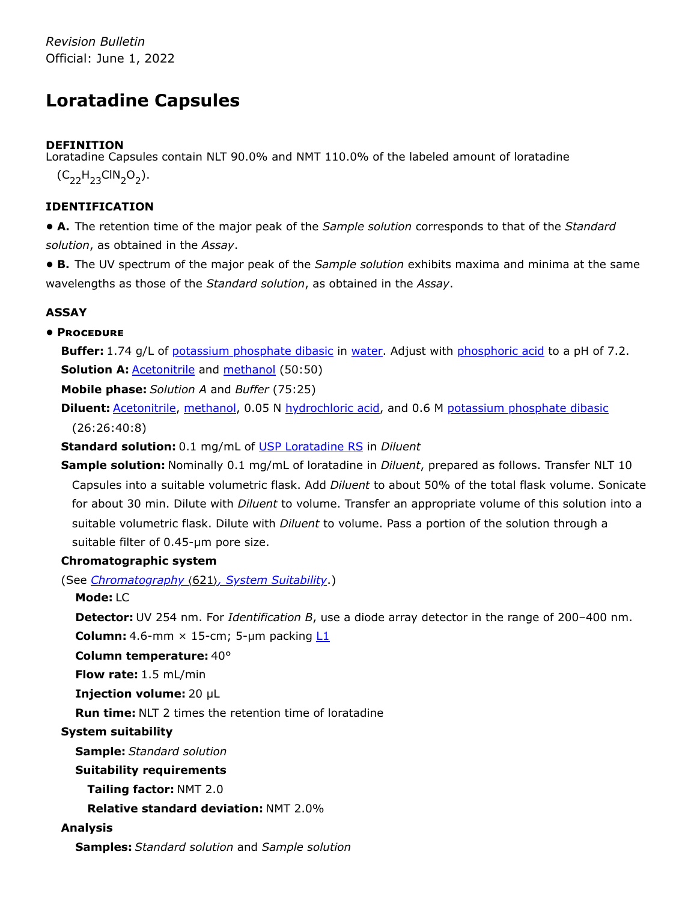*Revision Bulletin*
Official: June 1, 2022

# Loratadine Capsules

**DEFINITION**

Loratadine Capsules contain NLT 90.0% and NMT 110.0% of the labeled amount of loratadine ($C_{22}H_{23}ClN_2O_2$).

**IDENTIFICATION**

• **A.** The retention time of the major peak of the *Sample solution* corresponds to that of the *Standard solution*, as obtained in the *Assay*.

• **B.** The UV spectrum of the major peak of the *Sample solution* exhibits maxima and minima at the same wavelengths as those of the *Standard solution*, as obtained in the *Assay*.

**ASSAY**

• **Procedure**

**Buffer:** 1.74 g/L of potassium phosphate dibasic in water. Adjust with phosphoric acid to a pH of 7.2.

**Solution A:** Acetonitrile and methanol (50:50)

**Mobile phase:** *Solution A* and *Buffer* (75:25)

**Diluent:** Acetonitrile, methanol, 0.05 N hydrochloric acid, and 0.6 M potassium phosphate dibasic (26:26:40:8)

**Standard solution:** 0.1 mg/mL of USP Loratadine RS in *Diluent*

**Sample solution:** Nominally 0.1 mg/mL of loratadine in *Diluent*, prepared as follows. Transfer NLT 10 Capsules into a suitable volumetric flask. Add *Diluent* to about 50% of the total flask volume. Sonicate for about 30 min. Dilute with *Diluent* to volume. Transfer an appropriate volume of this solution into a suitable volumetric flask. Dilute with *Diluent* to volume. Pass a portion of the solution through a suitable filter of 0.45-µm pore size.

**Chromatographic system**

(See *Chromatography* ⟨621⟩*, System Suitability*.)

**Mode:** LC

**Detector:** UV 254 nm. For *Identification B*, use a diode array detector in the range of 200–400 nm.

**Column:** 4.6-mm × 15-cm; 5-µm packing L1

**Column temperature:** 40°

**Flow rate:** 1.5 mL/min

**Injection volume:** 20 µL

**Run time:** NLT 2 times the retention time of loratadine

**System suitability**

**Sample:** *Standard solution*

**Suitability requirements**

**Tailing factor:** NMT 2.0

**Relative standard deviation:** NMT 2.0%

**Analysis**

**Samples:** *Standard solution* and *Sample solution*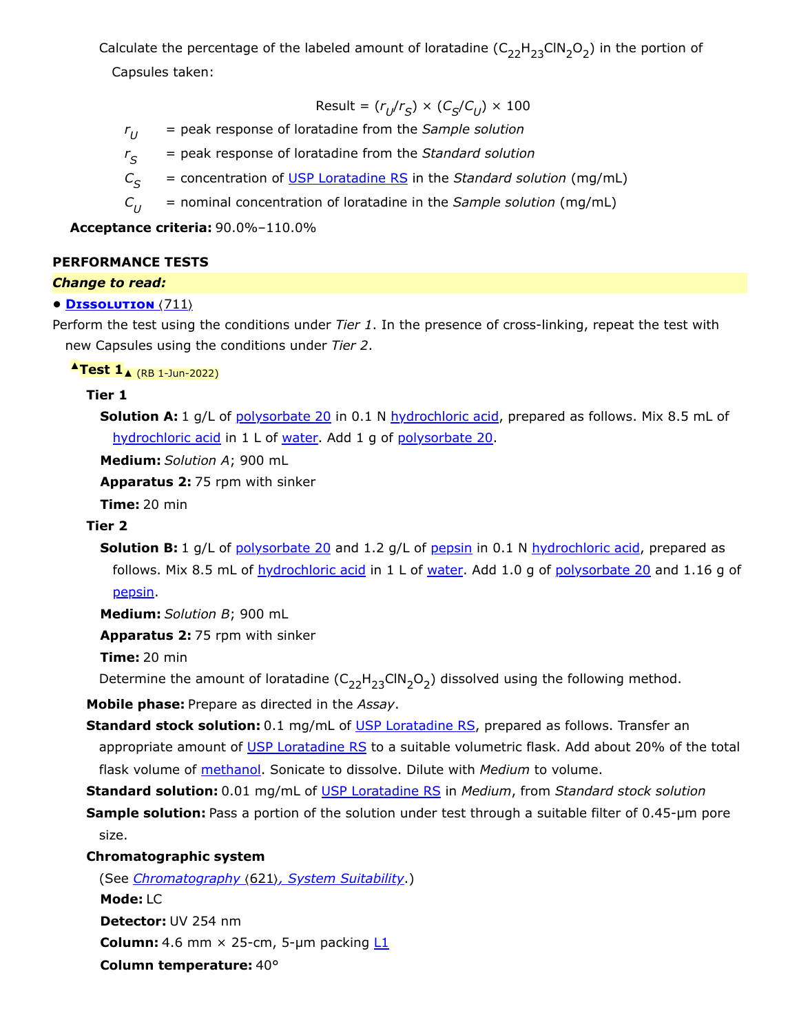Calculate the percentage of the labeled amount of loratadine ($C_{22}H_{23}ClN_2O_2$) in the portion of Capsules taken:

$$\text{Result} = (r_U/r_S) \times (C_S/C_U) \times 100$$

$r_U$ = peak response of loratadine from the *Sample solution*

$r_S$ = peak response of loratadine from the *Standard solution*

$C_S$ = concentration of USP Loratadine RS in the *Standard solution* (mg/mL)

$C_U$ = nominal concentration of loratadine in the *Sample solution* (mg/mL)

**Acceptance criteria:** 90.0%–110.0%

**PERFORMANCE TESTS**

***Change to read:***

- **DISSOLUTION** ⟨711⟩

Perform the test using the conditions under *Tier 1*. In the presence of cross-linking, repeat the test with new Capsules using the conditions under *Tier 2*.

▲**Test 1**▲ (RB 1-Jun-2022)

**Tier 1**

**Solution A:** 1 g/L of polysorbate 20 in 0.1 N hydrochloric acid, prepared as follows. Mix 8.5 mL of hydrochloric acid in 1 L of water. Add 1 g of polysorbate 20.

**Medium:** *Solution A*; 900 mL

**Apparatus 2:** 75 rpm with sinker

**Time:** 20 min

**Tier 2**

**Solution B:** 1 g/L of polysorbate 20 and 1.2 g/L of pepsin in 0.1 N hydrochloric acid, prepared as follows. Mix 8.5 mL of hydrochloric acid in 1 L of water. Add 1.0 g of polysorbate 20 and 1.16 g of pepsin.

**Medium:** *Solution B*; 900 mL

**Apparatus 2:** 75 rpm with sinker

**Time:** 20 min

Determine the amount of loratadine ($C_{22}H_{23}ClN_2O_2$) dissolved using the following method.

**Mobile phase:** Prepare as directed in the *Assay*.

**Standard stock solution:** 0.1 mg/mL of USP Loratadine RS, prepared as follows. Transfer an appropriate amount of USP Loratadine RS to a suitable volumetric flask. Add about 20% of the total flask volume of methanol. Sonicate to dissolve. Dilute with *Medium* to volume.

**Standard solution:** 0.01 mg/mL of USP Loratadine RS in *Medium*, from *Standard stock solution*

**Sample solution:** Pass a portion of the solution under test through a suitable filter of 0.45-µm pore size.

**Chromatographic system**

(See *Chromatography* ⟨621⟩*, System Suitability*.)

**Mode:** LC

**Detector:** UV 254 nm

**Column:** 4.6 mm × 25-cm, 5-µm packing L1

**Column temperature:** 40°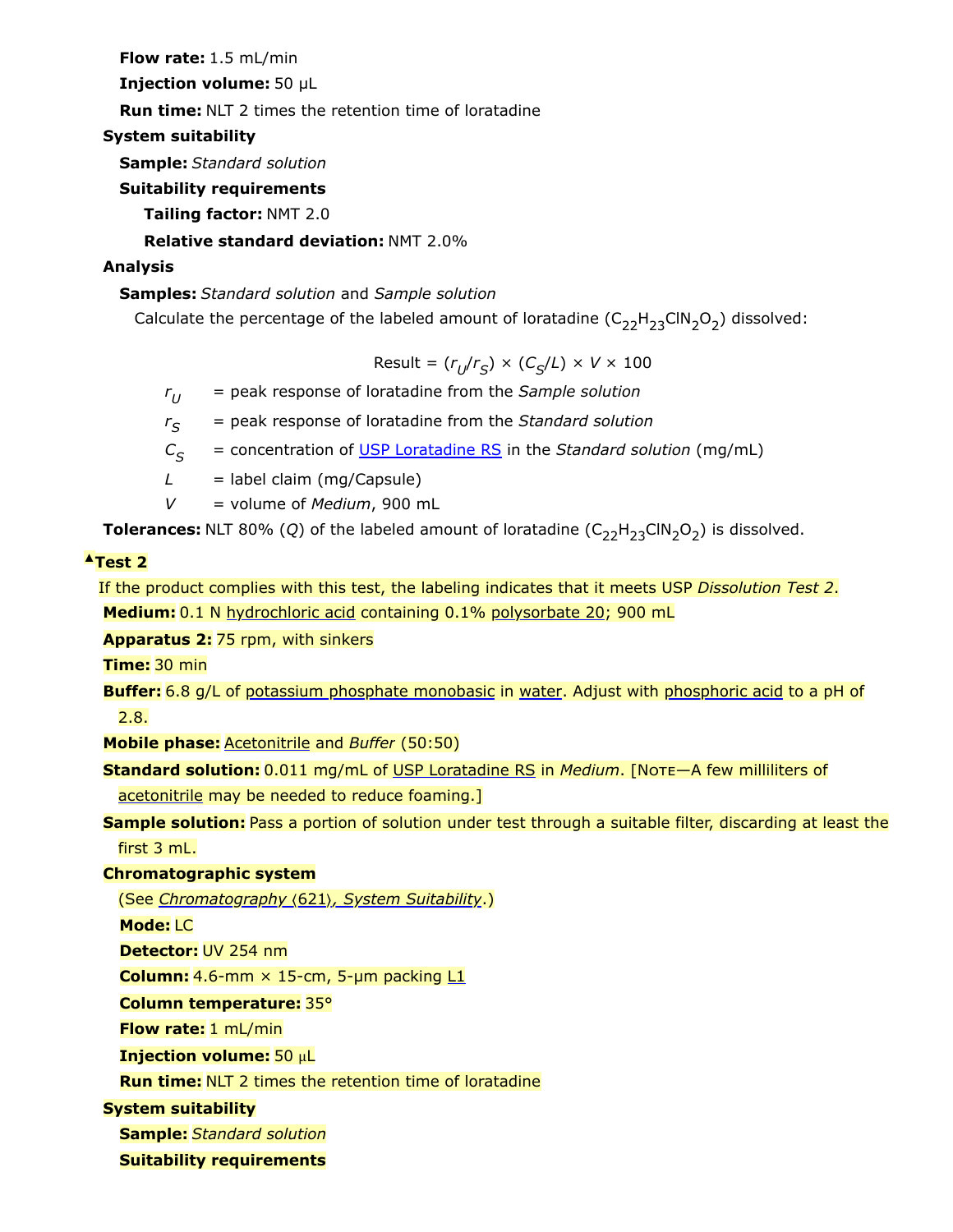**Flow rate:** 1.5 mL/min

**Injection volume:** 50 µL

**Run time:** NLT 2 times the retention time of loratadine

**System suitability**

**Sample:** *Standard solution*

**Suitability requirements**

**Tailing factor:** NMT 2.0

**Relative standard deviation:** NMT 2.0%

**Analysis**

**Samples:** *Standard solution* and *Sample solution*

Calculate the percentage of the labeled amount of loratadine ($C_{22}H_{23}ClN_2O_2$) dissolved:

$$\text{Result} = (r_U/r_S) \times (C_S/L) \times V \times 100$$

$r_U$ = peak response of loratadine from the *Sample solution*

$r_S$ = peak response of loratadine from the *Standard solution*

$C_S$ = concentration of USP Loratadine RS in the *Standard solution* (mg/mL)

$L$ = label claim (mg/Capsule)

$V$ = volume of *Medium*, 900 mL

**Tolerances:** NLT 80% ($Q$) of the labeled amount of loratadine ($C_{22}H_{23}ClN_2O_2$) is dissolved.

**▲Test 2**

If the product complies with this test, the labeling indicates that it meets USP *Dissolution Test 2*.

**Medium:** 0.1 N hydrochloric acid containing 0.1% polysorbate 20; 900 mL

**Apparatus 2:** 75 rpm, with sinkers

**Time:** 30 min

**Buffer:** 6.8 g/L of potassium phosphate monobasic in water. Adjust with phosphoric acid to a pH of 2.8.

**Mobile phase:** Acetonitrile and *Buffer* (50:50)

**Standard solution:** 0.011 mg/mL of USP Loratadine RS in *Medium*. [NOTE—A few milliliters of acetonitrile may be needed to reduce foaming.]

**Sample solution:** Pass a portion of solution under test through a suitable filter, discarding at least the first 3 mL.

**Chromatographic system**

(See *Chromatography ⟨621⟩, System Suitability*.)

**Mode:** LC

**Detector:** UV 254 nm

**Column:** 4.6-mm × 15-cm, 5-µm packing L1

**Column temperature:** 35°

**Flow rate:** 1 mL/min

**Injection volume:** 50 µL

**Run time:** NLT 2 times the retention time of loratadine

**System suitability**

**Sample:** *Standard solution*

**Suitability requirements**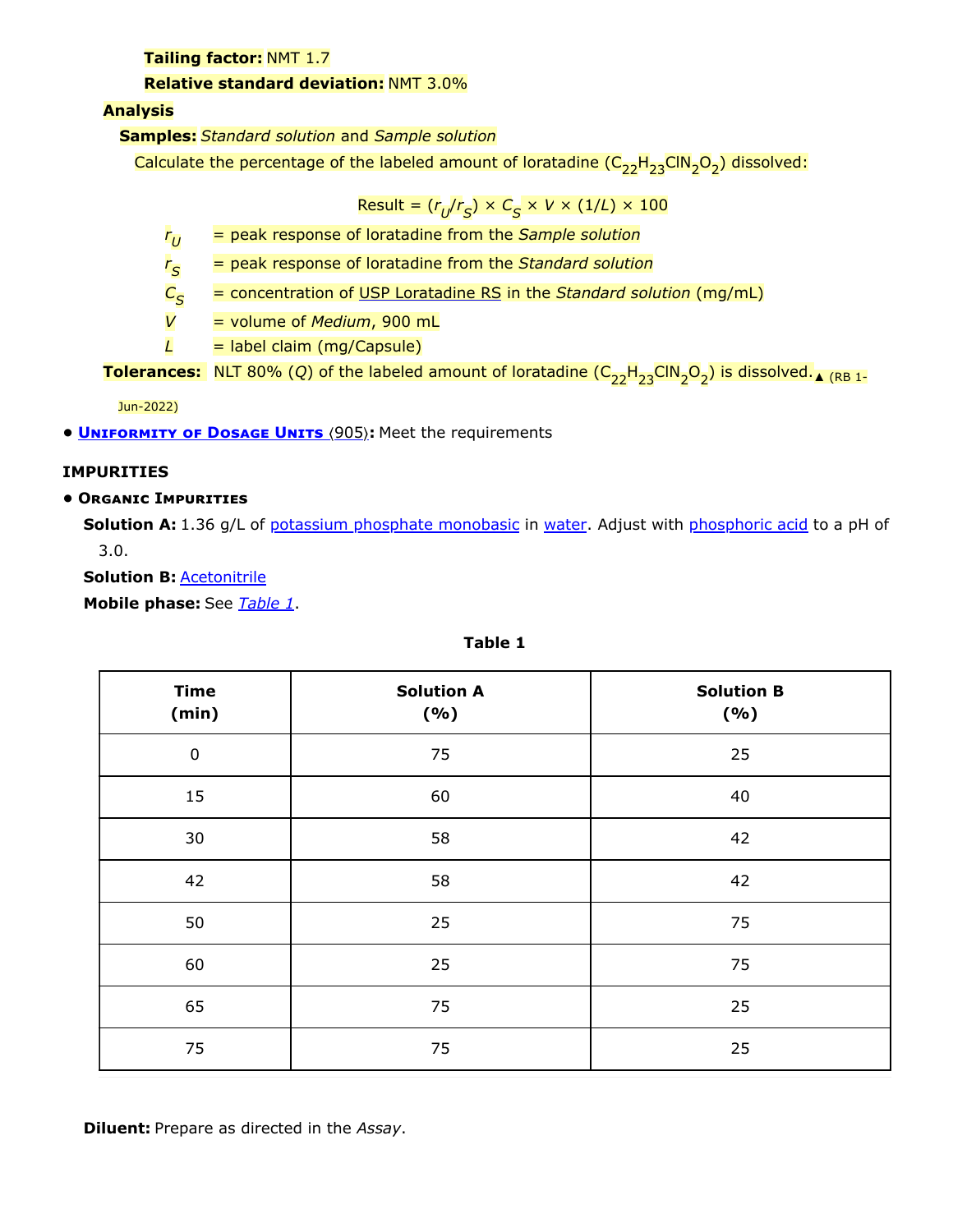**Tailing factor:** NMT 1.7

**Relative standard deviation:** NMT 3.0%

**Analysis**

**Samples:** *Standard solution* and *Sample solution*

Calculate the percentage of the labeled amount of loratadine ($C_{22}H_{23}ClN_2O_2$) dissolved:

$$\text{Result} = (r_U/r_S) \times C_S \times V \times (1/L) \times 100$$

$r_U$ = peak response of loratadine from the *Sample solution*

$r_S$ = peak response of loratadine from the *Standard solution*

$C_S$ = concentration of USP Loratadine RS in the *Standard solution* (mg/mL)

$V$ = volume of *Medium*, 900 mL

$L$ = label claim (mg/Capsule)

**Tolerances:** NLT 80% (*Q*) of the labeled amount of loratadine ($C_{22}H_{23}ClN_2O_2$) is dissolved.▲ (RB 1-Jun-2022)

- **Uniformity of Dosage Units** ⟨905⟩**:** Meet the requirements

**IMPURITIES**

- **Organic Impurities**

**Solution A:** 1.36 g/L of potassium phosphate monobasic in water. Adjust with phosphoric acid to a pH of 3.0.

**Solution B:** Acetonitrile

**Mobile phase:** See *Table 1*.

**Table 1**

| Time (min) | Solution A (%) | Solution B (%) |
|---|---|---|
| 0 | 75 | 25 |
| 15 | 60 | 40 |
| 30 | 58 | 42 |
| 42 | 58 | 42 |
| 50 | 25 | 75 |
| 60 | 25 | 75 |
| 65 | 75 | 25 |
| 75 | 75 | 25 |

**Diluent:** Prepare as directed in the *Assay*.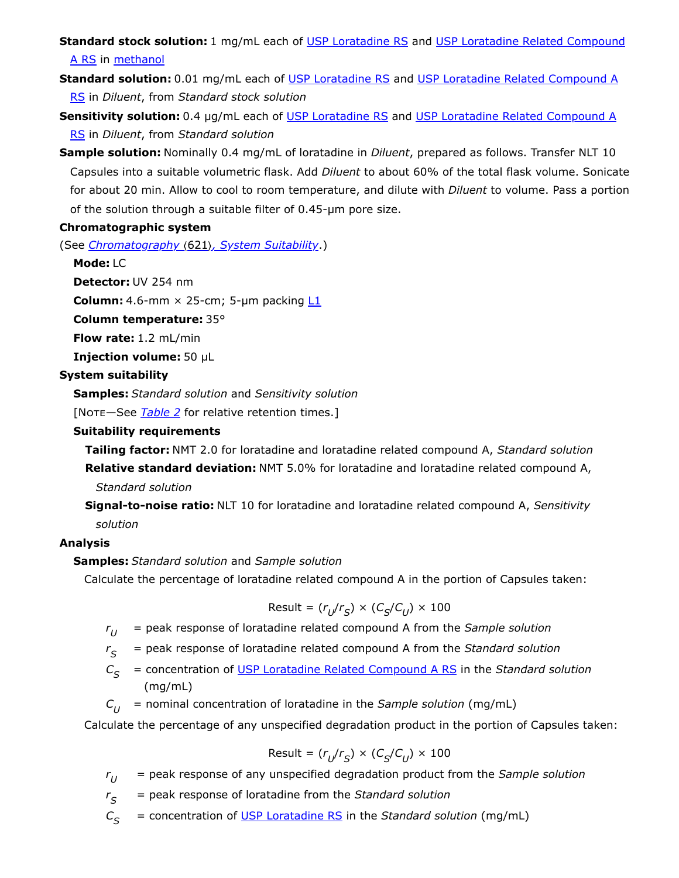**Standard stock solution:** 1 mg/mL each of USP Loratadine RS and USP Loratadine Related Compound A RS in methanol

**Standard solution:** 0.01 mg/mL each of USP Loratadine RS and USP Loratadine Related Compound A RS in *Diluent*, from *Standard stock solution*

**Sensitivity solution:** 0.4 µg/mL each of USP Loratadine RS and USP Loratadine Related Compound A RS in *Diluent*, from *Standard solution*

**Sample solution:** Nominally 0.4 mg/mL of loratadine in *Diluent*, prepared as follows. Transfer NLT 10 Capsules into a suitable volumetric flask. Add *Diluent* to about 60% of the total flask volume. Sonicate for about 20 min. Allow to cool to room temperature, and dilute with *Diluent* to volume. Pass a portion of the solution through a suitable filter of 0.45-µm pore size.

**Chromatographic system**

(See *Chromatography* ⟨621⟩*, System Suitability*.)

**Mode:** LC

**Detector:** UV 254 nm

**Column:** 4.6-mm × 25-cm; 5-µm packing L1

**Column temperature:** 35°

**Flow rate:** 1.2 mL/min

**Injection volume:** 50 µL

**System suitability**

**Samples:** *Standard solution* and *Sensitivity solution*

[Note—See *Table 2* for relative retention times.]

**Suitability requirements**

**Tailing factor:** NMT 2.0 for loratadine and loratadine related compound A, *Standard solution*

**Relative standard deviation:** NMT 5.0% for loratadine and loratadine related compound A, *Standard solution*

**Signal-to-noise ratio:** NLT 10 for loratadine and loratadine related compound A, *Sensitivity solution*

**Analysis**

**Samples:** *Standard solution* and *Sample solution*

Calculate the percentage of loratadine related compound A in the portion of Capsules taken:

$$\text{Result} = (r_U/r_S) \times (C_S/C_U) \times 100$$

$r_U$ = peak response of loratadine related compound A from the *Sample solution*

$r_S$ = peak response of loratadine related compound A from the *Standard solution*

$C_S$ = concentration of USP Loratadine Related Compound A RS in the *Standard solution* (mg/mL)

$C_U$ = nominal concentration of loratadine in the *Sample solution* (mg/mL)

Calculate the percentage of any unspecified degradation product in the portion of Capsules taken:

$$\text{Result} = (r_U/r_S) \times (C_S/C_U) \times 100$$

$r_U$ = peak response of any unspecified degradation product from the *Sample solution*

$r_S$ = peak response of loratadine from the *Standard solution*

$C_S$ = concentration of USP Loratadine RS in the *Standard solution* (mg/mL)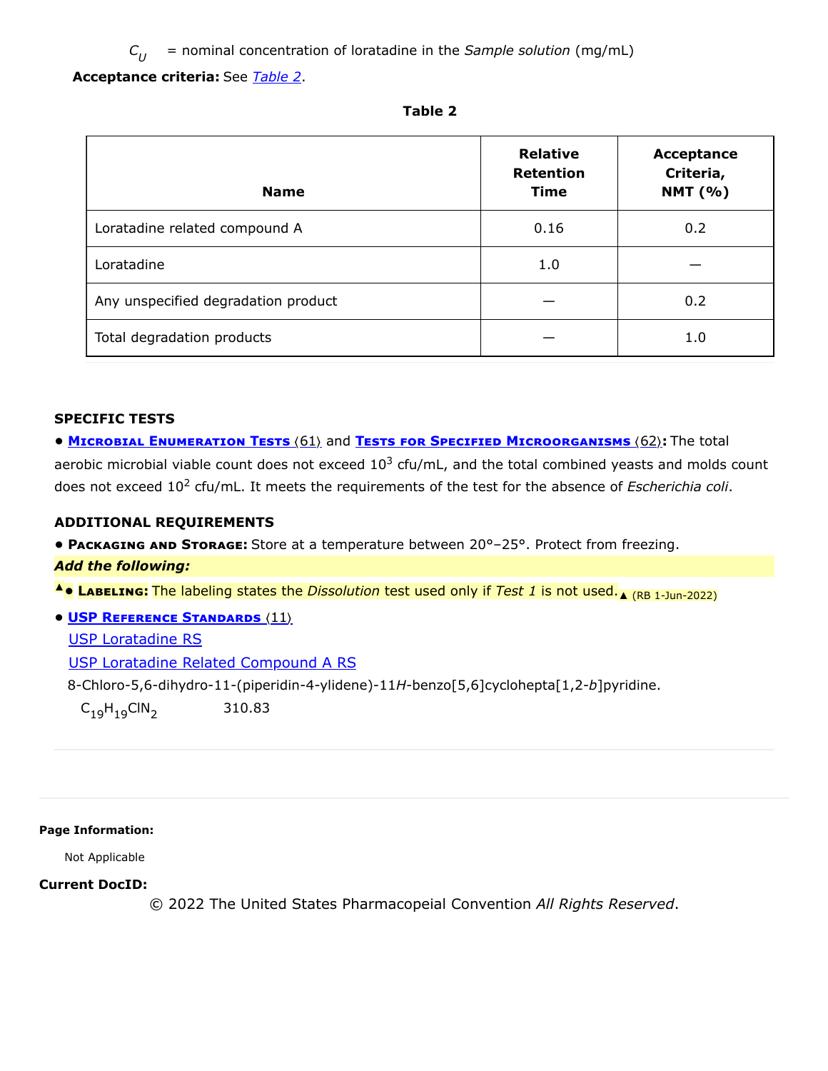$C_U$ = nominal concentration of loratadine in the *Sample solution* (mg/mL)

**Acceptance criteria:** See *Table 2*.

**Table 2**

| Name | Relative Retention Time | Acceptance Criteria, NMT (%) |
|---|---|---|
| Loratadine related compound A | 0.16 | 0.2 |
| Loratadine | 1.0 | — |
| Any unspecified degradation product | — | 0.2 |
| Total degradation products | — | 1.0 |

### SPECIFIC TESTS

- **Microbial Enumeration Tests ⟨61⟩** and **Tests for Specified Microorganisms ⟨62⟩:** The total aerobic microbial viable count does not exceed $10^3$ cfu/mL, and the total combined yeasts and molds count does not exceed $10^2$ cfu/mL. It meets the requirements of the test for the absence of *Escherichia coli*.

### ADDITIONAL REQUIREMENTS

- **Packaging and Storage:** Store at a temperature between 20°–25°. Protect from freezing.

***Add the following:***

▲• **Labeling:** The labeling states the *Dissolution* test used only if *Test 1* is not used.▲ (RB 1-Jun-2022)

- **USP Reference Standards ⟨11⟩**

  USP Loratadine RS

  USP Loratadine Related Compound A RS

  8-Chloro-5,6-dihydro-11-(piperidin-4-ylidene)-11*H*-benzo[5,6]cyclohepta[1,2-*b*]pyridine.

  $C_{19}H_{19}ClN_2$ 310.83

**Page Information:**

Not Applicable

**Current DocID:**

© 2022 The United States Pharmacopeial Convention *All Rights Reserved*.